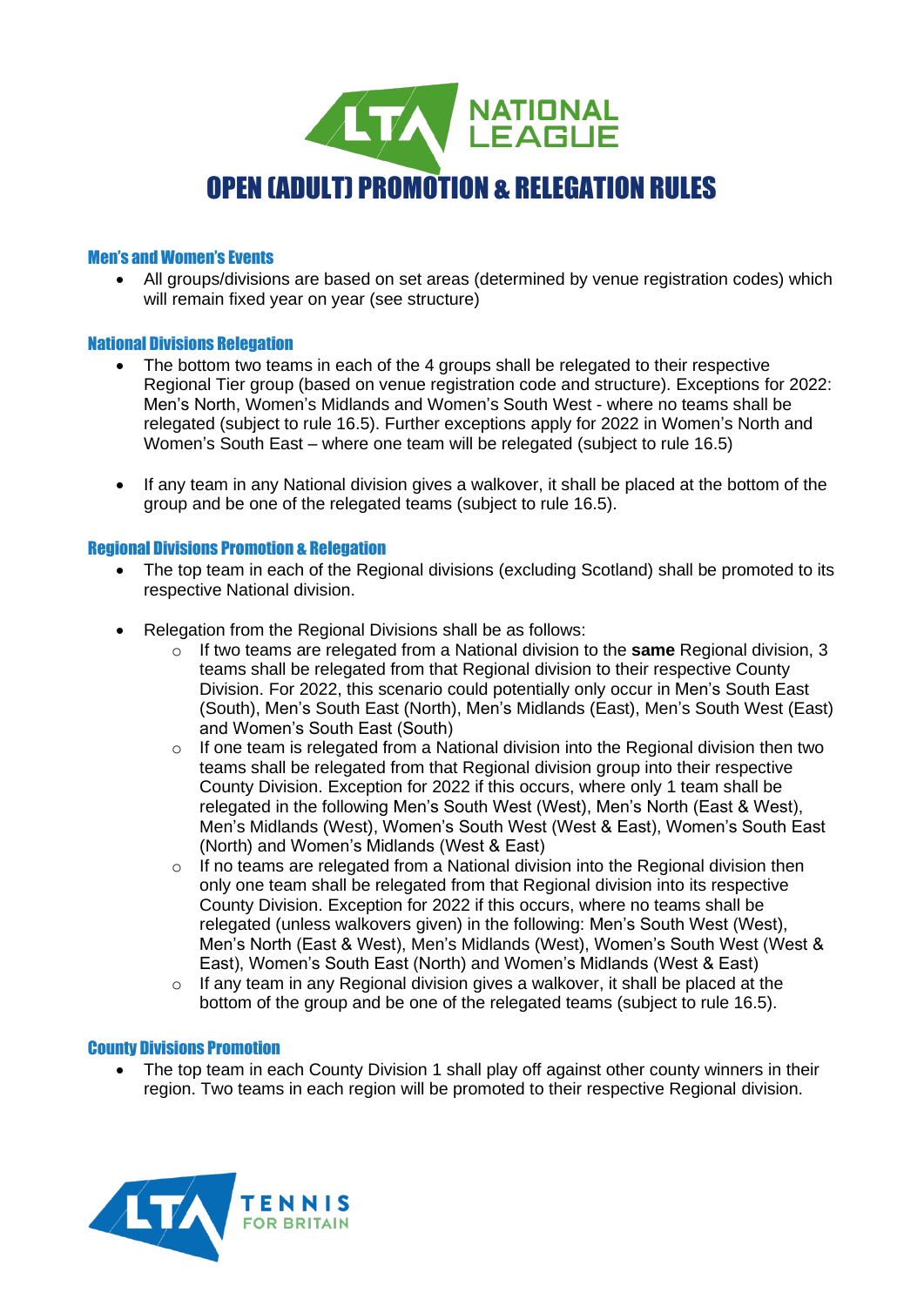# OPEN (ADULT) PROMOTION & RELEGATION RULES

### Men's and Women's Events

- All groups/divisions are based on set areas (determined by venue registration codes) which will remain fixed year on year (see structure)

### National Divisions Relegation

- The bottom two teams in each of the 4 groups shall be relegated to their respective Regional Tier group (based on venue registration code and structure). Exceptions for 2022: Men's North, Women's Midlands and Women's South West - where no teams shall be relegated (subject to rule 16.5). Further exceptions apply for 2022 in Women's North and Women's South East – where one team will be relegated (subject to rule 16.5)

- If any team in any National division gives a walkover, it shall be placed at the bottom of the group and be one of the relegated teams (subject to rule 16.5).

### Regional Divisions Promotion & Relegation

- The top team in each of the Regional divisions (excluding Scotland) shall be promoted to its respective National division.

- Relegation from the Regional Divisions shall be as follows:
  - If two teams are relegated from a National division to the **same** Regional division, 3 teams shall be relegated from that Regional division to their respective County Division. For 2022, this scenario could potentially only occur in Men's South East (South), Men's South East (North), Men's Midlands (East), Men's South West (East) and Women's South East (South)
  - If one team is relegated from a National division into the Regional division then two teams shall be relegated from that Regional division group into their respective County Division. Exception for 2022 if this occurs, where only 1 team shall be relegated in the following Men's South West (West), Men's North (East & West), Men's Midlands (West), Women's South West (West & East), Women's South East (North) and Women's Midlands (West & East)
  - If no teams are relegated from a National division into the Regional division then only one team shall be relegated from that Regional division into its respective County Division. Exception for 2022 if this occurs, where no teams shall be relegated (unless walkovers given) in the following: Men's South West (West), Men's North (East & West), Men's Midlands (West), Women's South West (West & East), Women's South East (North) and Women's Midlands (West & East)
  - If any team in any Regional division gives a walkover, it shall be placed at the bottom of the group and be one of the relegated teams (subject to rule 16.5).

### County Divisions Promotion

- The top team in each County Division 1 shall play off against other county winners in their region. Two teams in each region will be promoted to their respective Regional division.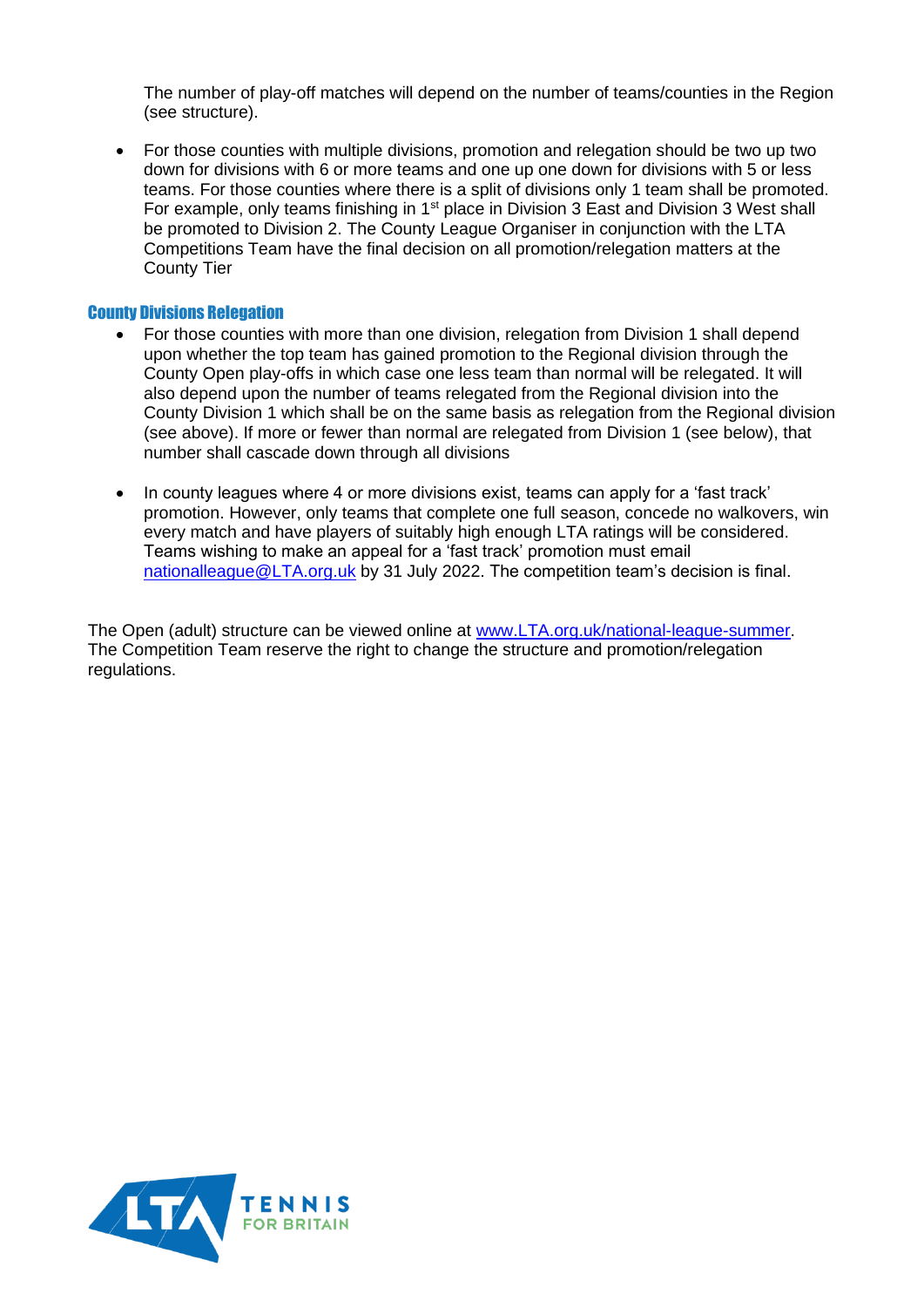The number of play-off matches will depend on the number of teams/counties in the Region (see structure).

- For those counties with multiple divisions, promotion and relegation should be two up two down for divisions with 6 or more teams and one up one down for divisions with 5 or less teams. For those counties where there is a split of divisions only 1 team shall be promoted. For example, only teams finishing in 1st place in Division 3 East and Division 3 West shall be promoted to Division 2. The County League Organiser in conjunction with the LTA Competitions Team have the final decision on all promotion/relegation matters at the County Tier

## County Divisions Relegation

- For those counties with more than one division, relegation from Division 1 shall depend upon whether the top team has gained promotion to the Regional division through the County Open play-offs in which case one less team than normal will be relegated. It will also depend upon the number of teams relegated from the Regional division into the County Division 1 which shall be on the same basis as relegation from the Regional division (see above). If more or fewer than normal are relegated from Division 1 (see below), that number shall cascade down through all divisions

- In county leagues where 4 or more divisions exist, teams can apply for a 'fast track' promotion. However, only teams that complete one full season, concede no walkovers, win every match and have players of suitably high enough LTA ratings will be considered. Teams wishing to make an appeal for a 'fast track' promotion must email nationalleague@LTA.org.uk by 31 July 2022. The competition team's decision is final.

The Open (adult) structure can be viewed online at www.LTA.org.uk/national-league-summer. The Competition Team reserve the right to change the structure and promotion/relegation regulations.